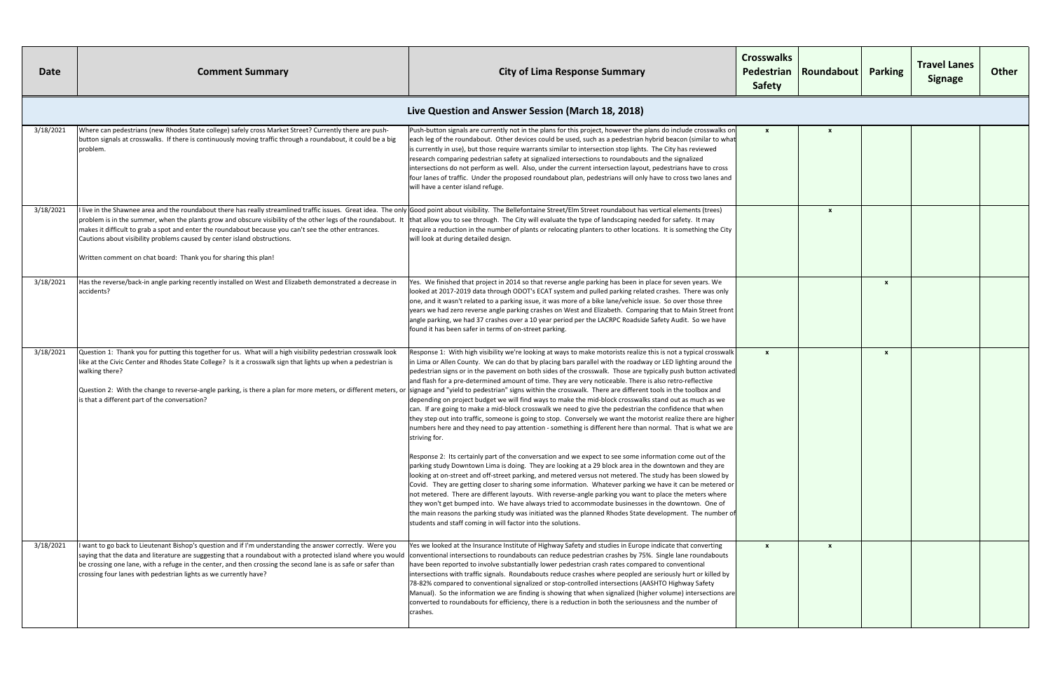| Date | Comment Summary | City of Lima Response Summary | Crosswalks Pedestrian Safety | Roundabout | Parking | Travel Lanes Signage | Other |
|---|---|---|---|---|---|---|---|
| **Live Question and Answer Session (March 18, 2018)** | | | | | | | |
| 3/18/2021 | Where can pedestrians (new Rhodes State college) safely cross Market Street? Currently there are push-button signals at crosswalks. If there is continuously moving traffic through a roundabout, it could be a big problem. | Push-button signals are currently not in the plans for this project, however the plans do include crosswalks on each leg of the roundabout. Other devices could be used, such as a pedestrian hybrid beacon (similar to what is currently in use), but those require warrants similar to intersection stop lights. The City has reviewed research comparing pedestrian safety at signalized intersections to roundabouts and the signalized intersections do not perform as well. Also, under the current intersection layout, pedestrians have to cross four lanes of traffic. Under the proposed roundabout plan, pedestrians will only have to cross two lanes and will have a center island refuge. | x | x | | | |
| 3/18/2021 | I live in the Shawnee area and the roundabout there has really streamlined traffic issues. Great idea. The only problem is in the summer, when the plants grow and obscure visibility of the other legs of the roundabout. It makes it difficult to grab a spot and enter the roundabout because you can't see the other entrances. Cautions about visibility problems caused by center island obstructions.<br><br>Written comment on chat board: Thank you for sharing this plan! | Good point about visibility. The Bellefontaine Street/Elm Street roundabout has vertical elements (trees) that allow you to see through. The City will evaluate the type of landscaping needed for safety. It may require a reduction in the number of plants or relocating planters to other locations. It is something the City will look at during detailed design. | | x | | | |
| 3/18/2021 | Has the reverse/back-in angle parking recently installed on West and Elizabeth demonstrated a decrease in accidents? | Yes. We finished that project in 2014 so that reverse angle parking has been in place for seven years. We looked at 2017-2019 data through ODOT's ECAT system and pulled parking related crashes. There was only one, and it wasn't related to a parking issue, it was more of a bike lane/vehicle issue. So over those three years we had zero reverse angle parking crashes on West and Elizabeth. Comparing that to Main Street front angle parking, we had 37 crashes over a 10 year period per the LACRPC Roadside Safety Audit. So we have found it has been safer in terms of on-street parking. | | | x | | |
| 3/18/2021 | Question 1: Thank you for putting this together for us. What will a high visibility pedestrian crosswalk look like at the Civic Center and Rhodes State College? Is it a crosswalk sign that lights up when a pedestrian is walking there?<br><br>Question 2: With the change to reverse-angle parking, is there a plan for more meters, or different meters, or is that a different part of the conversation? | Response 1: With high visibility we're looking at ways to make motorists realize this is not a typical crosswalk in Lima or Allen County. We can do that by placing bars parallel with the roadway or LED lighting around the pedestrian signs or in the pavement on both sides of the crosswalk. Those are typically push button activated and flash for a pre-determined amount of time. They are very noticeable. There is also retro-reflective signage and "yield to pedestrian" signs within the crosswalk. There are different tools in the toolbox and depending on project budget we will find ways to make the mid-block crosswalks stand out as much as we can. If are going to make a mid-block crosswalk we need to give the pedestrian the confidence that when they step out into traffic, someone is going to stop. Conversely we want the motorist realize there are higher numbers here and they need to pay attention - something is different here than normal. That is what we are striving for.<br><br>Response 2: Its certainly part of the conversation and we expect to see some information come out of the parking study Downtown Lima is doing. They are looking at a 29 block area in the downtown and they are looking at on-street and off-street parking, and metered versus not metered. The study has been slowed by Covid. They are getting closer to sharing some information. Whatever parking we have it can be metered or not metered. There are different layouts. With reverse-angle parking you want to place the meters where they won't get bumped into. We have always tried to accommodate businesses in the downtown. One of the main reasons the parking study was initiated was the planned Rhodes State development. The number of students and staff coming in will factor into the solutions. | x | | x | | |
| 3/18/2021 | I want to go back to Lieutenant Bishop's question and if I'm understanding the answer correctly. Were you saying that the data and literature are suggesting that a roundabout with a protected island where you would be crossing one lane, with a refuge in the center, and then crossing the second lane is as safe or safer than crossing four lanes with pedestrian lights as we currently have? | Yes we looked at the Insurance Institute of Highway Safety and studies in Europe indicate that converting conventional intersections to roundabouts can reduce pedestrian crashes by 75%. Single lane roundabouts have been reported to involve substantially lower pedestrian crash rates compared to conventional intersections with traffic signals. Roundabouts reduce crashes where peopled are seriously hurt or killed by 78-82% compared to conventional signalized or stop-controlled intersections (AASHTO Highway Safety Manual). So the information we are finding is showing that when signalized (higher volume) intersections are converted to roundabouts for efficiency, there is a reduction in both the seriousness and the number of crashes. | x | x | | | |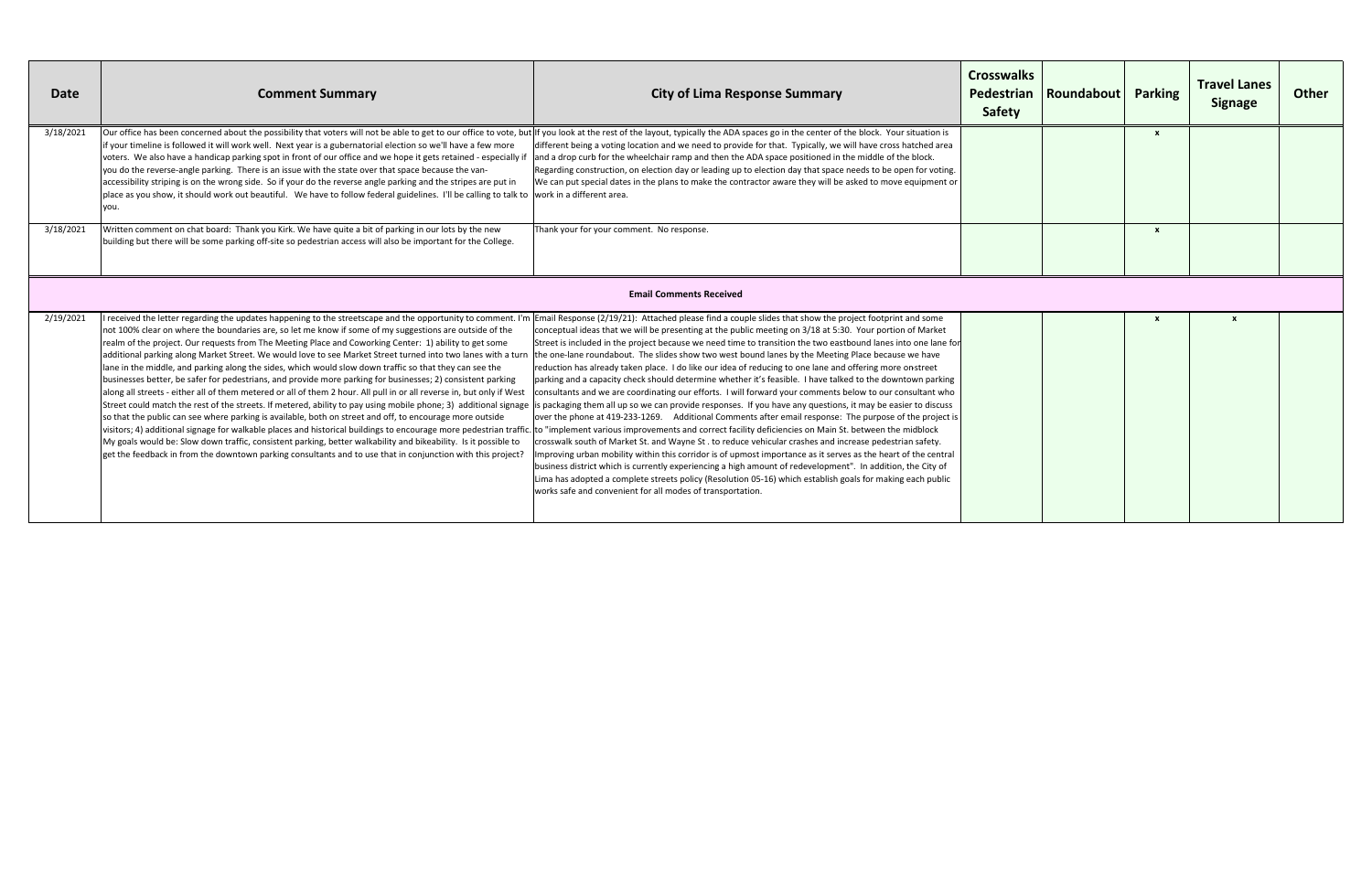| Date | Comment Summary | City of Lima Response Summary | Crosswalks Pedestrian Safety | Roundabout | Parking | Travel Lanes Signage | Other |
|---|---|---|---|---|---|---|---|
| 3/18/2021 | Our office has been concerned about the possibility that voters will not be able to get to our office to vote, but if your timeline is followed it will work well. Next year is a gubernatorial election so we'll have a few more voters. We also have a handicap parking spot in front of our office and we hope it gets retained - especially if you do the reverse-angle parking. There is an issue with the state over that space because the van-accessibility striping is on the wrong side. So if your do the reverse angle parking and the stripes are put in place as you show, it should work out beautiful. We have to follow federal guidelines. I'll be calling to talk to you. | If you look at the rest of the layout, typically the ADA spaces go in the center of the block. Your situation is different being a voting location and we need to provide for that. Typically, we will have cross hatched area and a drop curb for the wheelchair ramp and then the ADA space positioned in the middle of the block. Regarding construction, on election day or leading up to election day that space needs to be open for voting. We can put special dates in the plans to make the contractor aware they will be asked to move equipment or work in a different area. | | | x | | |
| 3/18/2021 | Written comment on chat board: Thank you Kirk. We have quite a bit of parking in our lots by the new building but there will be some parking off-site so pedestrian access will also be important for the College. | Thank your for your comment. No response. | | | x | | |
| | | **Email Comments Received** | | | | | |
| 2/19/2021 | I received the letter regarding the updates happening to the streetscape and the opportunity to comment. I'm not 100% clear on where the boundaries are, so let me know if some of my suggestions are outside of the realm of the project. Our requests from The Meeting Place and Coworking Center: 1) ability to get some additional parking along Market Street. We would love to see Market Street turned into two lanes with a turn lane in the middle, and parking along the sides, which would slow down traffic so that they can see the businesses better, be safer for pedestrians, and provide more parking for businesses; 2) consistent parking along all streets - either all of them metered or all of them 2 hour. All pull in or all reverse in, but only if West Street could match the rest of the streets. If metered, ability to pay using mobile phone; 3) additional signage so that the public can see where parking is available, both on street and off, to encourage more outside visitors; 4) additional signage for walkable places and historical buildings to encourage more pedestrian traffic. My goals would be: Slow down traffic, consistent parking, better walkability and bikeability. Is it possible to get the feedback in from the downtown parking consultants and to use that in conjunction with this project? | Email Response (2/19/21): Attached please find a couple slides that show the project footprint and some conceptual ideas that we will be presenting at the public meeting on 3/18 at 5:30. Your portion of Market Street is included in the project because we need time to transition the two eastbound lanes into one lane for the one-lane roundabout. The slides show two west bound lanes by the Meeting Place because we have reduction has already taken place. I do like our idea of reducing to one lane and offering more onstreet parking and a capacity check should determine whether it's feasible. I have talked to the downtown parking consultants and we are coordinating our efforts. I will forward your comments below to our consultant who is packaging them all up so we can provide responses. If you have any questions, it may be easier to discuss over the phone at 419-233-1269. Additional Comments after email response: The purpose of the project is to "implement various improvements and correct facility deficiencies on Main St. between the midblock crosswalk south of Market St. and Wayne St . to reduce vehicular crashes and increase pedestrian safety. Improving urban mobility within this corridor is of upmost importance as it serves as the heart of the central business district which is currently experiencing a high amount of redevelopment". In addition, the City of Lima has adopted a complete streets policy (Resolution 05-16) which establish goals for making each public works safe and convenient for all modes of transportation. | | | x | x | |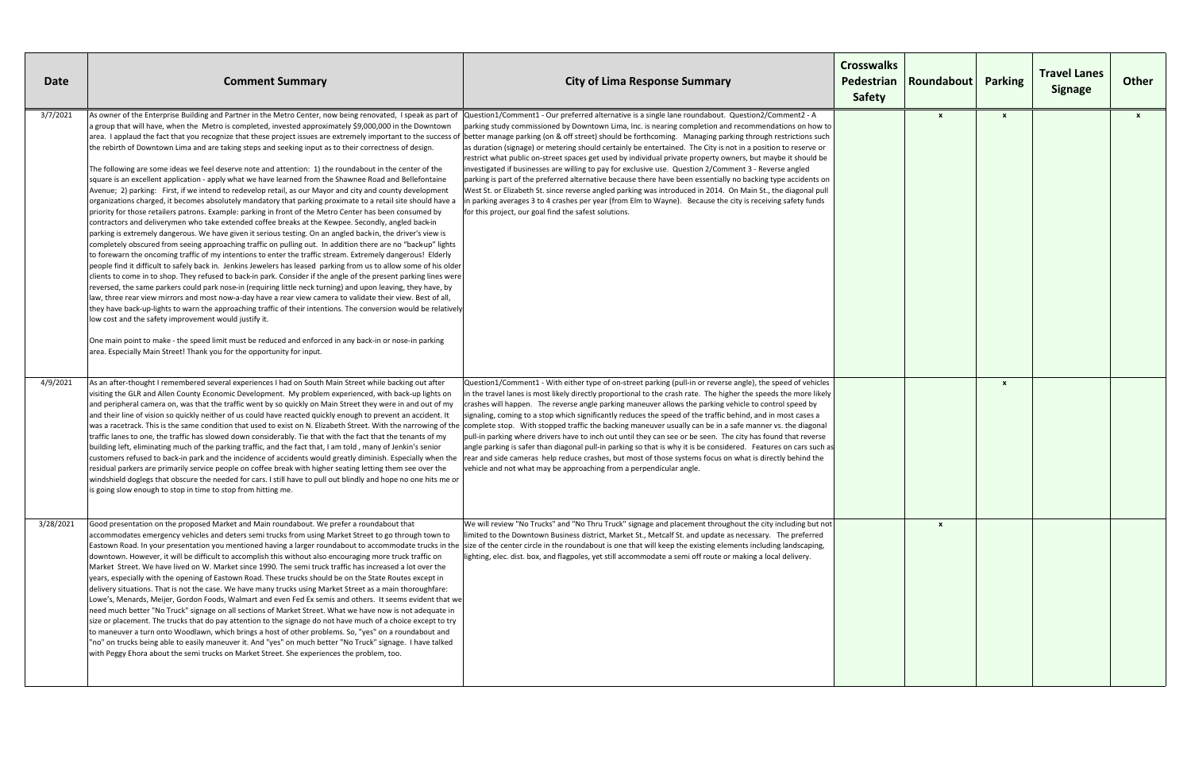| Date | Comment Summary | City of Lima Response Summary | Crosswalks Pedestrian Safety | Roundabout | Parking | Travel Lanes Signage | Other |
|---|---|---|---|---|---|---|---|
| 3/7/2021 | As owner of the Enterprise Building and Partner in the Metro Center, now being renovated, I speak as part of a group that will have, when the Metro is completed, invested approximately $9,000,000 in the Downtown area. I applaud the fact that you recognize that these project issues are extremely important to the success of the rebirth of Downtown Lima and are taking steps and seeking input as to their correctness of design.<br><br>The following are some ideas we feel deserve note and attention: 1) the roundabout in the center of the square is an excellent application - apply what we have learned from the Shawnee Road and Bellefontaine Avenue; 2) parking: First, if we intend to redevelop retail, as our Mayor and city and county development organizations charged, it becomes absolutely mandatory that parking proximate to a retail site should have a priority for those retailers patrons. Example: parking in front of the Metro Center has been consumed by contractors and deliverymen who take extended coffee breaks at the Kewpee. Secondly, angled back-in parking is extremely dangerous. We have given it serious testing. On an angled back-in, the driver's view is completely obscured from seeing approaching traffic on pulling out. In addition there are no "back-up" lights to forewarn the oncoming traffic of my intentions to enter the traffic stream. Extremely dangerous! Elderly people find it difficult to safely back in. Jenkins Jewelers has leased parking from us to allow some of his older clients to come in to shop. They refused to back-in park. Consider if the angle of the present parking lines were reversed, the same parkers could park nose-in (requiring little neck turning) and upon leaving, they have, by law, three rear view mirrors and most now-a-day have a rear view camera to validate their view. Best of all, they have back-up-lights to warn the approaching traffic of their intentions. The conversion would be relatively low cost and the safety improvement would justify it.<br><br>One main point to make - the speed limit must be reduced and enforced in any back-in or nose-in parking area. Especially Main Street! Thank you for the opportunity for input. | Question1/Comment1 - Our preferred alternative is a single lane roundabout. Question2/Comment2 - A parking study commissioned by Downtown Lima, Inc. is nearing completion and recommendations on how to better manage parking (on & off street) should be forthcoming. Managing parking through restrictions such as duration (signage) or metering should certainly be entertained. The City is not in a position to reserve or restrict what public on-street spaces get used by individual private property owners, but maybe it should be investigated if businesses are willing to pay for exclusive use. Question 2/Comment 3 - Reverse angled parking is part of the preferred alternative because there have been essentially no backing type accidents on West St. or Elizabeth St. since reverse angled parking was introduced in 2014. On Main St., the diagonal pull in parking averages 3 to 4 crashes per year (from Elm to Wayne). Because the city is receiving safety funds for this project, our goal find the safest solutions. | | x | x | | x |
| 4/9/2021 | As an after-thought I remembered several experiences I had on South Main Street while backing out after visiting the GLR and Allen County Economic Development. My problem experienced, with back-up lights on and peripheral camera on, was that the traffic went by so quickly on Main Street they were in and out of my and their line of vision so quickly neither of us could have reacted quickly enough to prevent an accident. It was a racetrack. This is the same condition that used to exist on N. Elizabeth Street. With the narrowing of the traffic lanes to one, the traffic has slowed down considerably. Tie that with the fact that the tenants of my building left, eliminating much of the parking traffic, and the fact that, I am told , many of Jenkin's senior customers refused to back-in park and the incidence of accidents would greatly diminish. Especially when the residual parkers are primarily service people on coffee break with higher seating letting them see over the windshield doglegs that obscure the needed for cars. I still have to pull out blindly and hope no one hits me or is going slow enough to stop in time to stop from hitting me. | Question1/Comment1 - With either type of on-street parking (pull-in or reverse angle), the speed of vehicles in the travel lanes is most likely directly proportional to the crash rate. The higher the speeds the more likely crashes will happen. The reverse angle parking maneuver allows the parking vehicle to control speed by signaling, coming to a stop which significantly reduces the speed of the traffic behind, and in most cases a complete stop. With stopped traffic the backing maneuver usually can be in a safe manner vs. the diagonal pull-in parking where drivers have to inch out until they can see or be seen. The city has found that reverse angle parking is safer than diagonal pull-in parking so that is why it is be considered. Features on cars such as rear and side cameras help reduce crashes, but most of those systems focus on what is directly behind the vehicle and not what may be approaching from a perpendicular angle. | | | x | | |
| 3/28/2021 | Good presentation on the proposed Market and Main roundabout. We prefer a roundabout that accommodates emergency vehicles and deters semi trucks from using Market Street to go through town to Eastown Road. In your presentation you mentioned having a larger roundabout to accommodate trucks in the downtown. However, it will be difficult to accomplish this without also encouraging more truck traffic on Market Street. We have lived on W. Market since 1990. The semi truck traffic has increased a lot over the years, especially with the opening of Eastown Road. These trucks should be on the State Routes except in delivery situations. That is not the case. We have many trucks using Market Street as a main thoroughfare: Lowe's, Menards, Meijer, Gordon Foods, Walmart and even Fed Ex semis and others. It seems evident that we need much better "No Truck" signage on all sections of Market Street. What we have now is not adequate in size or placement. The trucks that do pay attention to the signage do not have much of a choice except to try to maneuver a turn onto Woodlawn, which brings a host of other problems. So, "yes" on a roundabout and "no" on trucks being able to easily maneuver it. And "yes" on much better "No Truck" signage. I have talked with Peggy Ehora about the semi trucks on Market Street. She experiences the problem, too. | We will review "No Trucks" and "No Thru Truck" signage and placement throughout the city including but not limited to the Downtown Business district, Market St., Metcalf St. and update as necessary. The preferred size of the center circle in the roundabout is one that will keep the existing elements including landscaping, lighting, elec. dist. box, and flagpoles, yet still accommodate a semi off route or making a local delivery. | | x | | | |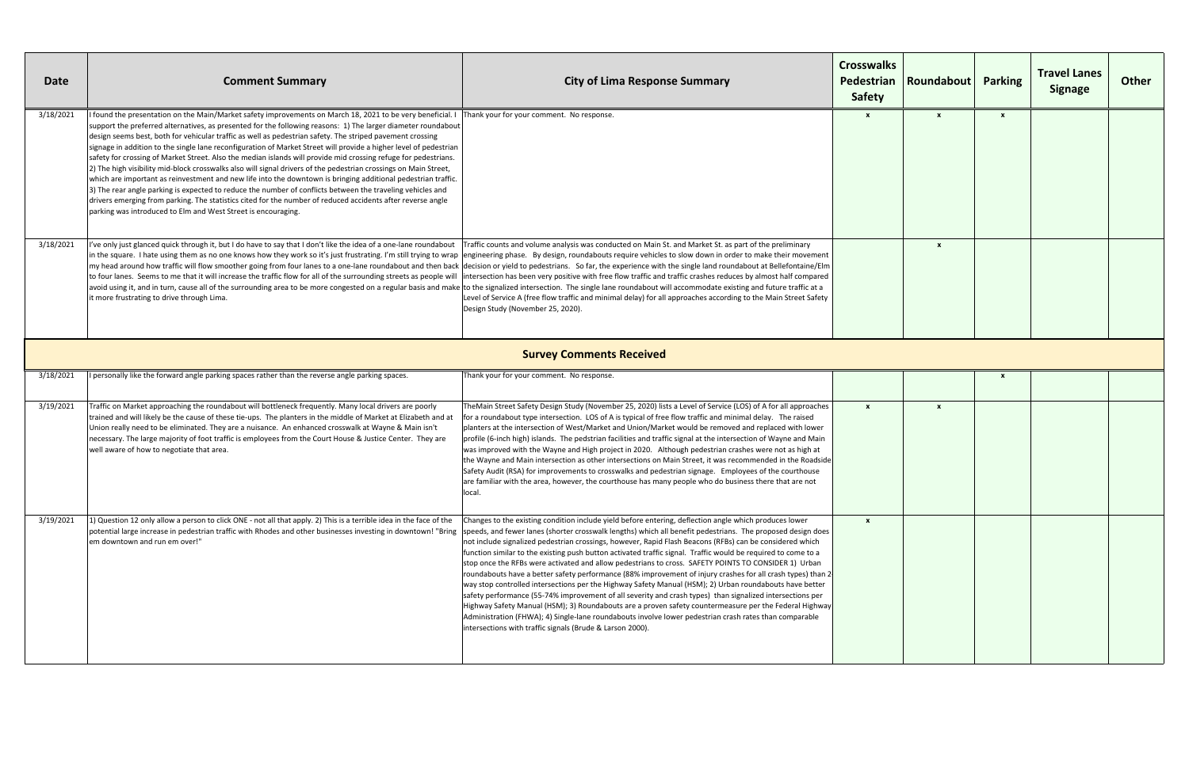| Date | Comment Summary | City of Lima Response Summary | Crosswalks Pedestrian Safety | Roundabout | Parking | Travel Lanes Signage | Other |
|---|---|---|---|---|---|---|---|
| 3/18/2021 | I found the presentation on the Main/Market safety improvements on March 18, 2021 to be very beneficial. I support the preferred alternatives, as presented for the following reasons: 1) The larger diameter roundabout design seems best, both for vehicular traffic as well as pedestrian safety. The striped pavement crossing signage in addition to the single lane reconfiguration of Market Street will provide a higher level of pedestrian safety for crossing of Market Street. Also the median islands will provide mid crossing refuge for pedestrians. 2) The high visibility mid-block crosswalks also will signal drivers of the pedestrian crossings on Main Street, which are important as reinvestment and new life into the downtown is bringing additional pedestrian traffic. 3) The rear angle parking is expected to reduce the number of conflicts between the traveling vehicles and drivers emerging from parking. The statistics cited for the number of reduced accidents after reverse angle parking was introduced to Elm and West Street is encouraging. | Thank your for your comment. No response. | x | x | x | | |
| 3/18/2021 | I've only just glanced quick through it, but I do have to say that I don't like the idea of a one-lane roundabout in the square. I hate using them as no one knows how they work so it's just frustrating. I'm still trying to wrap my head around how traffic will flow smoother going from four lanes to a one-lane roundabout and then back to four lanes. Seems to me that it will increase the traffic flow for all of the surrounding streets as people will avoid using it, and in turn, cause all of the surrounding area to be more congested on a regular basis and make it more frustrating to drive through Lima. | Traffic counts and volume analysis was conducted on Main St. and Market St. as part of the preliminary engineering phase. By design, roundabouts require vehicles to slow down in order to make their movement decision or yield to pedestrians. So far, the experience with the single land roundabout at Bellefontaine/Elm intersection has been very positive with free flow traffic and traffic crashes reduces by almost half compared to the signalized intersection. The single lane roundabout will accommodate existing and future traffic at a Level of Service A (free flow traffic and minimal delay) for all approaches according to the Main Street Safety Design Study (November 25, 2020). | | x | | | |
| **Survey Comments Received** | | | | | | | |
| 3/18/2021 | I personally like the forward angle parking spaces rather than the reverse angle parking spaces. | Thank your for your comment. No response. | | | x | | |
| 3/19/2021 | Traffic on Market approaching the roundabout will bottleneck frequently. Many local drivers are poorly trained and will likely be the cause of these tie-ups. The planters in the middle of Market at Elizabeth and at Union really need to be eliminated. They are a nuisance. An enhanced crosswalk at Wayne & Main isn't necessary. The large majority of foot traffic is employees from the Court House & Justice Center. They are well aware of how to negotiate that area. | TheMain Street Safety Design Study (November 25, 2020) lists a Level of Service (LOS) of A for all approaches for a roundabout type intersection. LOS of A is typical of free flow traffic and minimal delay. The raised planters at the intersection of West/Market and Union/Market would be removed and replaced with lower profile (6-inch high) islands. The pedstrian facilities and traffic signal at the intersection of Wayne and Main was improved with the Wayne and High project in 2020. Although pedestrian crashes were not as high at the Wayne and Main intersection as other intersections on Main Street, it was recommended in the Roadside Safety Audit (RSA) for improvements to crosswalks and pedestrian signage. Employees of the courthouse are familiar with the area, however, the courthouse has many people who do business there that are not local. | x | x | | | |
| 3/19/2021 | 1) Question 12 only allow a person to click ONE - not all that apply. 2) This is a terrible idea in the face of the potential large increase in pedestrian traffic with Rhodes and other businesses investing in downtown! "Bring em downtown and run em over!" | Changes to the existing condition include yield before entering, deflection angle which produces lower speeds, and fewer lanes (shorter crosswalk lengths) which all benefit pedestrians. The proposed design does not include signalized pedestrian crossings, however, Rapid Flash Beacons (RFBs) can be considered which function similar to the existing push button activated traffic signal. Traffic would be required to come to a stop once the RFBs were activated and allow pedestrians to cross. SAFETY POINTS TO CONSIDER 1) Urban roundabouts have a better safety performance (88% improvement of injury crashes for all crash types) than 2-way stop controlled intersections per the Highway Safety Manual (HSM); 2) Urban roundabouts have better safety performance (55-74% improvement of all severity and crash types) than signalized intersections per Highway Safety Manual (HSM); 3) Roundabouts are a proven safety countermeasure per the Federal Highway Administration (FHWA); 4) Single-lane roundabouts involve lower pedestrian crash rates than comparable intersections with traffic signals (Brude & Larson 2000). | x | | | | |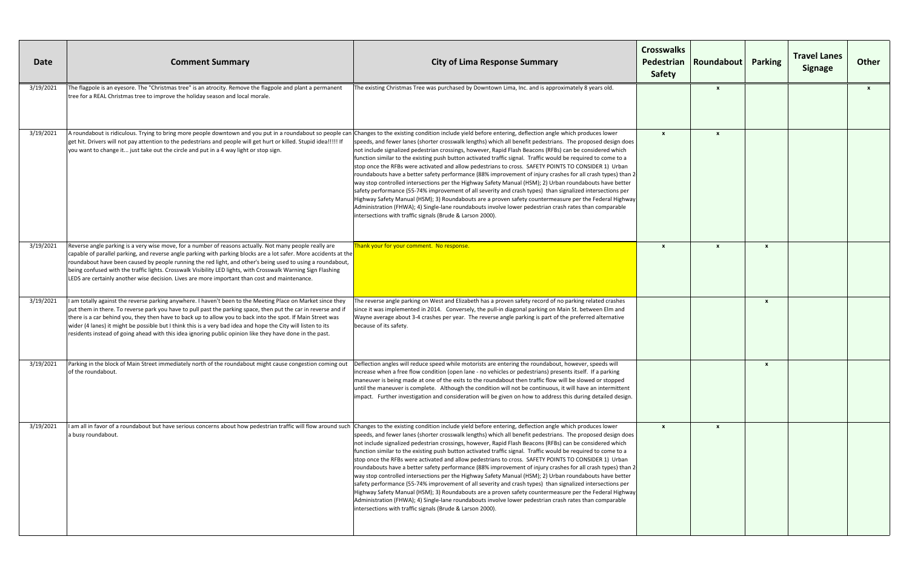| Date | Comment Summary | City of Lima Response Summary | Crosswalks Pedestrian Safety | Roundabout | Parking | Travel Lanes Signage | Other |
|---|---|---|---|---|---|---|---|
| 3/19/2021 | The flagpole is an eyesore. The "Christmas tree" is an atrocity. Remove the flagpole and plant a permanent tree for a REAL Christmas tree to improve the holiday season and local morale. | The existing Christmas Tree was purchased by Downtown Lima, Inc. and is approximately 8 years old. | | x | | | x |
| 3/19/2021 | A roundabout is ridiculous. Trying to bring more people downtown and you put in a roundabout so people can get hit. Drivers will not pay attention to the pedestrians and people will get hurt or killed. Stupid idea!!!!! If you want to change it... just take out the circle and put in a 4 way light or stop sign. | Changes to the existing condition include yield before entering, deflection angle which produces lower speeds, and fewer lanes (shorter crosswalk lengths) which all benefit pedestrians. The proposed design does not include signalized pedestrian crossings, however, Rapid Flash Beacons (RFBs) can be considered which function similar to the existing push button activated traffic signal. Traffic would be required to come to a stop once the RFBs were activated and allow pedestrians to cross. SAFETY POINTS TO CONSIDER 1) Urban roundabouts have a better safety performance (88% improvement of injury crashes for all crash types) than 2-way stop controlled intersections per the Highway Safety Manual (HSM); 2) Urban roundabouts have better safety performance (55-74% improvement of all severity and crash types) than signalized intersections per Highway Safety Manual (HSM); 3) Roundabouts are a proven safety countermeasure per the Federal Highway Administration (FHWA); 4) Single-lane roundabouts involve lower pedestrian crash rates than comparable intersections with traffic signals (Brude & Larson 2000). | x | x | | | |
| 3/19/2021 | Reverse angle parking is a very wise move, for a number of reasons actually. Not many people really are capable of parallel parking, and reverse angle parking with parking blocks are a lot safer. More accidents at the roundabout have been caused by people running the red light, and other's being used to using a roundabout, being confused with the traffic lights. Crosswalk Visibility LED lights, with Crosswalk Warning Sign Flashing LEDS are certainly another wise decision. Lives are more important than cost and maintenance. | Thank your for your comment. No response. | x | x | x | | |
| 3/19/2021 | I am totally against the reverse parking anywhere. I haven't been to the Meeting Place on Market since they put them in there. To reverse park you have to pull past the parking space, then put the car in reverse and if there is a car behind you, they then have to back up to allow you to back into the spot. If Main Street was wider (4 lanes) it might be possible but I think this is a very bad idea and hope the City will listen to its residents instead of going ahead with this idea ignoring public opinion like they have done in the past. | The reverse angle parking on West and Elizabeth has a proven safety record of no parking related crashes since it was implemented in 2014. Conversely, the pull-in diagonal parking on Main St. between Elm and Wayne average about 3-4 crashes per year. The reverse angle parking is part of the preferred alternative because of its safety. | | | x | | |
| 3/19/2021 | Parking in the block of Main Street immediately north of the roundabout might cause congestion coming out of the roundabout. | Deflection angles will reduce speed while motorists are entering the roundabout, however, speeds will increase when a free flow condition (open lane - no vehicles or pedestrians) presents itself. If a parking maneuver is being made at one of the exits to the roundabout then traffic flow will be slowed or stopped until the maneuver is complete. Although the condition will not be continuous, it will have an intermittent impact. Further investigation and consideration will be given on how to address this during detailed design. | | | x | | |
| 3/19/2021 | I am all in favor of a roundabout but have serious concerns about how pedestrian traffic will flow around such a busy roundabout. | Changes to the existing condition include yield before entering, deflection angle which produces lower speeds, and fewer lanes (shorter crosswalk lengths) which all benefit pedestrians. The proposed design does not include signalized pedestrian crossings, however, Rapid Flash Beacons (RFBs) can be considered which function similar to the existing push button activated traffic signal. Traffic would be required to come to a stop once the RFBs were activated and allow pedestrians to cross. SAFETY POINTS TO CONSIDER 1) Urban roundabouts have a better safety performance (88% improvement of injury crashes for all crash types) than 2-way stop controlled intersections per the Highway Safety Manual (HSM); 2) Urban roundabouts have better safety performance (55-74% improvement of all severity and crash types) than signalized intersections per Highway Safety Manual (HSM); 3) Roundabouts are a proven safety countermeasure per the Federal Highway Administration (FHWA); 4) Single-lane roundabouts involve lower pedestrian crash rates than comparable intersections with traffic signals (Brude & Larson 2000). | x | x | | | |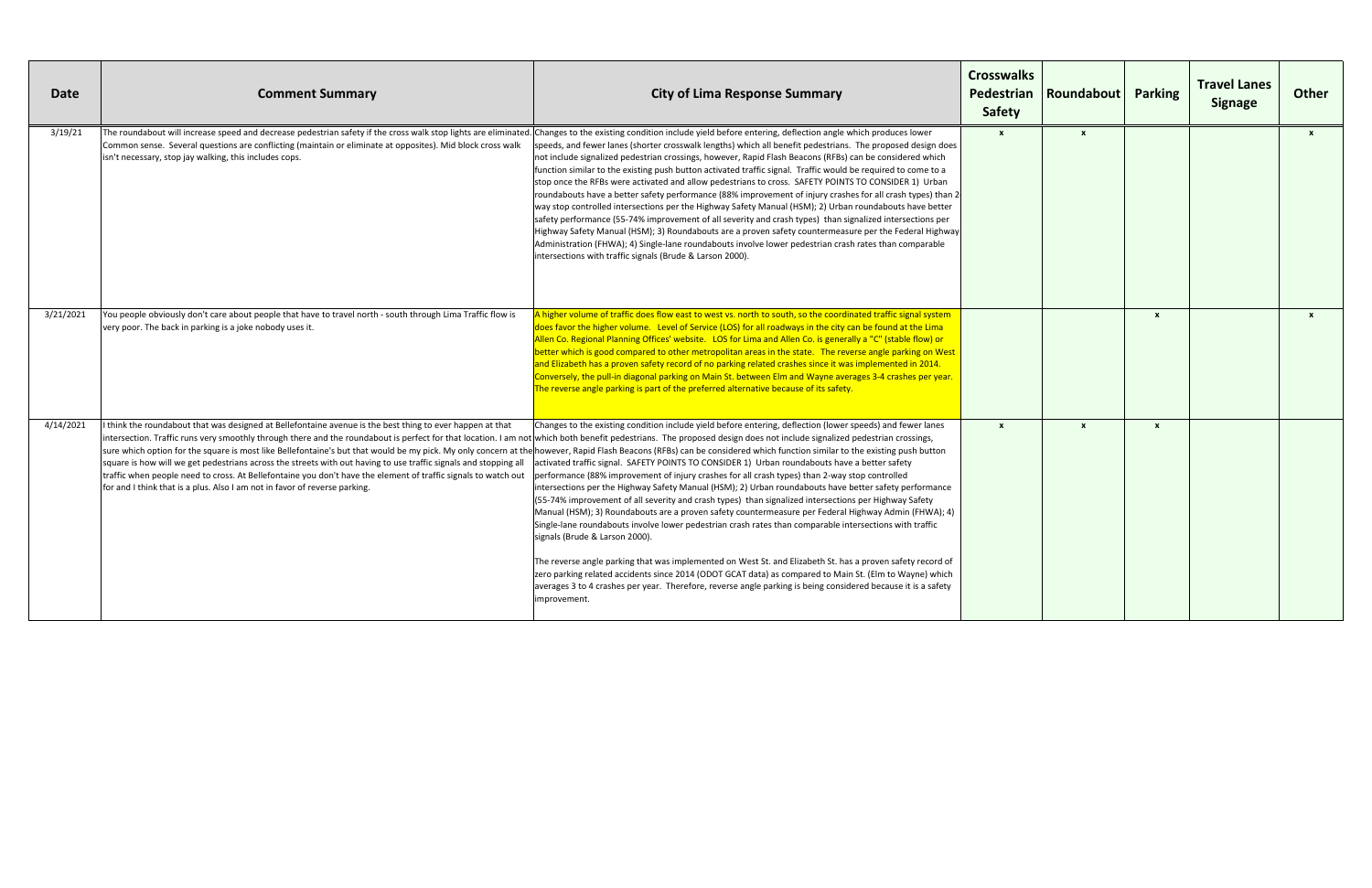| Date | Comment Summary | City of Lima Response Summary | Crosswalks Pedestrian Safety | Roundabout | Parking | Travel Lanes Signage | Other |
|---|---|---|---|---|---|---|---|
| 3/19/21 | The roundabout will increase speed and decrease pedestrian safety if the cross walk stop lights are eliminated. Common sense. Several questions are conflicting (maintain or eliminate at opposites). Mid block cross walk isn't necessary, stop jay walking, this includes cops. | Changes to the existing condition include yield before entering, deflection angle which produces lower speeds, and fewer lanes (shorter crosswalk lengths) which all benefit pedestrians. The proposed design does not include signalized pedestrian crossings, however, Rapid Flash Beacons (RFBs) can be considered which function similar to the existing push button activated traffic signal. Traffic would be required to come to a stop once the RFBs were activated and allow pedestrians to cross. SAFETY POINTS TO CONSIDER 1) Urban roundabouts have a better safety performance (88% improvement of injury crashes for all crash types) than 2 way stop controlled intersections per the Highway Safety Manual (HSM); 2) Urban roundabouts have better safety performance (55-74% improvement of all severity and crash types) than signalized intersections per Highway Safety Manual (HSM); 3) Roundabouts are a proven safety countermeasure per the Federal Highway Administration (FHWA); 4) Single-lane roundabouts involve lower pedestrian crash rates than comparable intersections with traffic signals (Brude & Larson 2000). | x | x | | | x |
| 3/21/2021 | You people obviously don't care about people that have to travel north - south through Lima Traffic flow is very poor. The back in parking is a joke nobody uses it. | A higher volume of traffic does flow east to west vs. north to south, so the coordinated traffic signal system does favor the higher volume. Level of Service (LOS) for all roadways in the city can be found at the Lima Allen Co. Regional Planning Offices' website. LOS for Lima and Allen Co. is generally a "C" (stable flow) or better which is good compared to other metropolitan areas in the state. The reverse angle parking on West and Elizabeth has a proven safety record of no parking related crashes since it was implemented in 2014. Conversely, the pull-in diagonal parking on Main St. between Elm and Wayne averages 3-4 crashes per year. The reverse angle parking is part of the preferred alternative because of its safety. | | | x | | x |
| 4/14/2021 | I think the roundabout that was designed at Bellefontaine avenue is the best thing to ever happen at that intersection. Traffic runs very smoothly through there and the roundabout is perfect for that location. I am not sure which option for the square is most like Bellefontaine's but that would be my pick. My only concern at the square is how will we get pedestrians across the streets with out having to use traffic signals and stopping all traffic when people need to cross. At Bellefontaine you don't have the element of traffic signals to watch out for and I think that is a plus. Also I am not in favor of reverse parking. | Changes to the existing condition include yield before entering, deflection (lower speeds) and fewer lanes which both benefit pedestrians. The proposed design does not include signalized pedestrian crossings, however, Rapid Flash Beacons (RFBs) can be considered which function similar to the existing push button activated traffic signal. SAFETY POINTS TO CONSIDER 1) Urban roundabouts have a better safety performance (88% improvement of injury crashes for all crash types) than 2-way stop controlled intersections per the Highway Safety Manual (HSM); 2) Urban roundabouts have better safety performance (55-74% improvement of all severity and crash types) than signalized intersections per Highway Safety Manual (HSM); 3) Roundabouts are a proven safety countermeasure per Federal Highway Admin (FHWA); 4) Single-lane roundabouts involve lower pedestrian crash rates than comparable intersections with traffic signals (Brude & Larson 2000).<br><br>The reverse angle parking that was implemented on West St. and Elizabeth St. has a proven safety record of zero parking related accidents since 2014 (ODOT GCAT data) as compared to Main St. (Elm to Wayne) which averages 3 to 4 crashes per year. Therefore, reverse angle parking is being considered because it is a safety improvement. | x | x | x | | |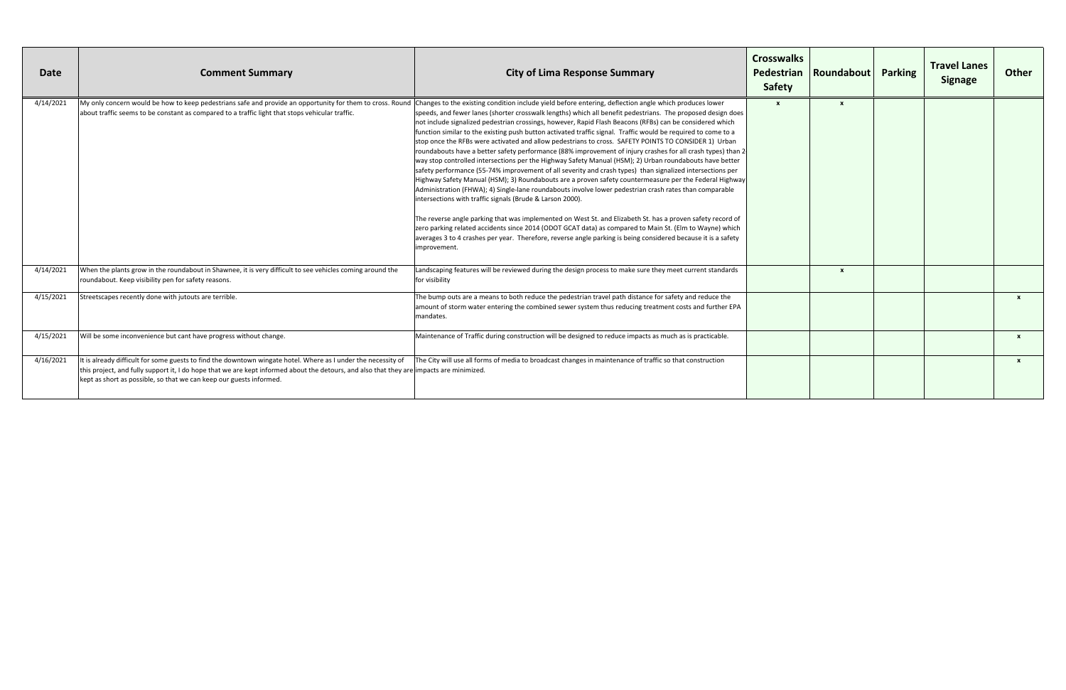| Date | Comment Summary | City of Lima Response Summary | Crosswalks Pedestrian Safety | Roundabout | Parking | Travel Lanes Signage | Other |
|---|---|---|---|---|---|---|---|
| 4/14/2021 | My only concern would be how to keep pedestrians safe and provide an opportunity for them to cross. Round about traffic seems to be constant as compared to a traffic light that stops vehicular traffic. | Changes to the existing condition include yield before entering, deflection angle which produces lower speeds, and fewer lanes (shorter crosswalk lengths) which all benefit pedestrians. The proposed design does not include signalized pedestrian crossings, however, Rapid Flash Beacons (RFBs) can be considered which function similar to the existing push button activated traffic signal. Traffic would be required to come to a stop once the RFBs were activated and allow pedestrians to cross. SAFETY POINTS TO CONSIDER 1) Urban roundabouts have a better safety performance (88% improvement of injury crashes for all crash types) than 2 way stop controlled intersections per the Highway Safety Manual (HSM); 2) Urban roundabouts have better safety performance (55-74% improvement of all severity and crash types) than signalized intersections per Highway Safety Manual (HSM); 3) Roundabouts are a proven safety countermeasure per the Federal Highway Administration (FHWA); 4) Single-lane roundabouts involve lower pedestrian crash rates than comparable intersections with traffic signals (Brude & Larson 2000).<br><br>The reverse angle parking that was implemented on West St. and Elizabeth St. has a proven safety record of zero parking related accidents since 2014 (ODOT GCAT data) as compared to Main St. (Elm to Wayne) which averages 3 to 4 crashes per year. Therefore, reverse angle parking is being considered because it is a safety improvement. | x | x | | | |
| 4/14/2021 | When the plants grow in the roundabout in Shawnee, it is very difficult to see vehicles coming around the roundabout. Keep visibility pen for safety reasons. | Landscaping features will be reviewed during the design process to make sure they meet current standards for visibility | | x | | | |
| 4/15/2021 | Streetscapes recently done with jutouts are terrible. | The bump outs are a means to both reduce the pedestrian travel path distance for safety and reduce the amount of storm water entering the combined sewer system thus reducing treatment costs and further EPA mandates. | | | | | x |
| 4/15/2021 | Will be some inconvenience but cant have progress without change. | Maintenance of Traffic during construction will be designed to reduce impacts as much as is practicable. | | | | | x |
| 4/16/2021 | It is already difficult for some guests to find the downtown wingate hotel. Where as I under the necessity of this project, and fully support it, I do hope that we are kept informed about the detours, and also that they are kept as short as possible, so that we can keep our guests informed. | The City will use all forms of media to broadcast changes in maintenance of traffic so that construction impacts are minimized. | | | | | x |